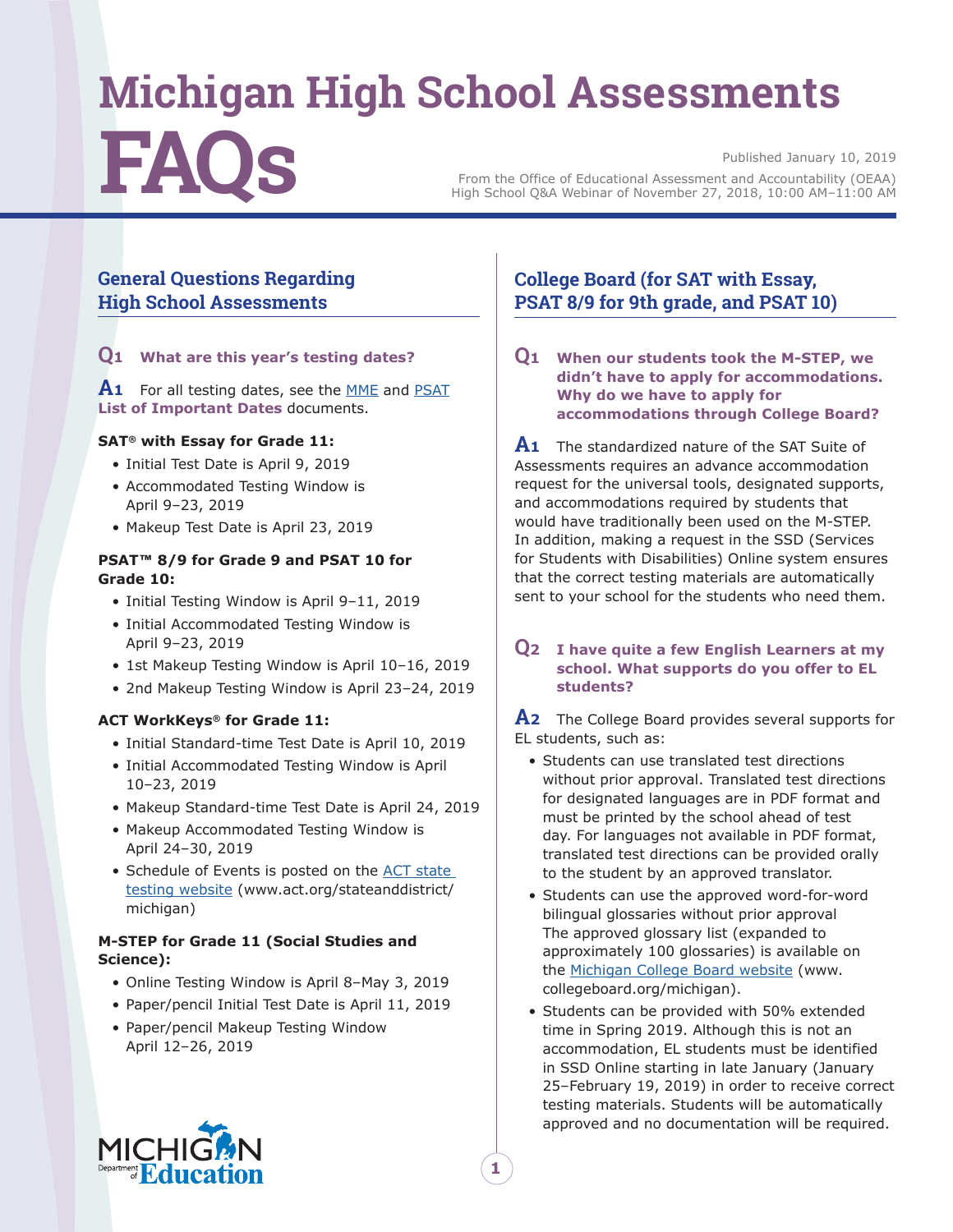# Michigan High School Assessments FAQs

Published January 10, 2019

From the Office of Educational Assessment and Accountability (OEAA)
High School Q&A Webinar of November 27, 2018, 10:00 AM–11:00 AM

## General Questions Regarding High School Assessments

**Q1 What are this year's testing dates?**

**A1** For all testing dates, see the MME and PSAT **List of Important Dates** documents.

**SAT® with Essay for Grade 11:**

- Initial Test Date is April 9, 2019
- Accommodated Testing Window is April 9–23, 2019
- Makeup Test Date is April 23, 2019

**PSAT™ 8/9 for Grade 9 and PSAT 10 for Grade 10:**

- Initial Testing Window is April 9–11, 2019
- Initial Accommodated Testing Window is April 9–23, 2019
- 1st Makeup Testing Window is April 10–16, 2019
- 2nd Makeup Testing Window is April 23–24, 2019

**ACT WorkKeys® for Grade 11:**

- Initial Standard-time Test Date is April 10, 2019
- Initial Accommodated Testing Window is April 10–23, 2019
- Makeup Standard-time Test Date is April 24, 2019
- Makeup Accommodated Testing Window is April 24–30, 2019
- Schedule of Events is posted on the ACT state testing website (www.act.org/stateanddistrict/michigan)

**M-STEP for Grade 11 (Social Studies and Science):**

- Online Testing Window is April 8–May 3, 2019
- Paper/pencil Initial Test Date is April 11, 2019
- Paper/pencil Makeup Testing Window April 12–26, 2019

## College Board (for SAT with Essay, PSAT 8/9 for 9th grade, and PSAT 10)

**Q1 When our students took the M-STEP, we didn't have to apply for accommodations. Why do we have to apply for accommodations through College Board?**

**A1** The standardized nature of the SAT Suite of Assessments requires an advance accommodation request for the universal tools, designated supports, and accommodations required by students that would have traditionally been used on the M-STEP. In addition, making a request in the SSD (Services for Students with Disabilities) Online system ensures that the correct testing materials are automatically sent to your school for the students who need them.

**Q2 I have quite a few English Learners at my school. What supports do you offer to EL students?**

**A2** The College Board provides several supports for EL students, such as:

- Students can use translated test directions without prior approval. Translated test directions for designated languages are in PDF format and must be printed by the school ahead of test day. For languages not available in PDF format, translated test directions can be provided orally to the student by an approved translator.
- Students can use the approved word-for-word bilingual glossaries without prior approval The approved glossary list (expanded to approximately 100 glossaries) is available on the Michigan College Board website (www.collegeboard.org/michigan).
- Students can be provided with 50% extended time in Spring 2019. Although this is not an accommodation, EL students must be identified in SSD Online starting in late January (January 25–February 19, 2019) in order to receive correct testing materials. Students will be automatically approved and no documentation will be required.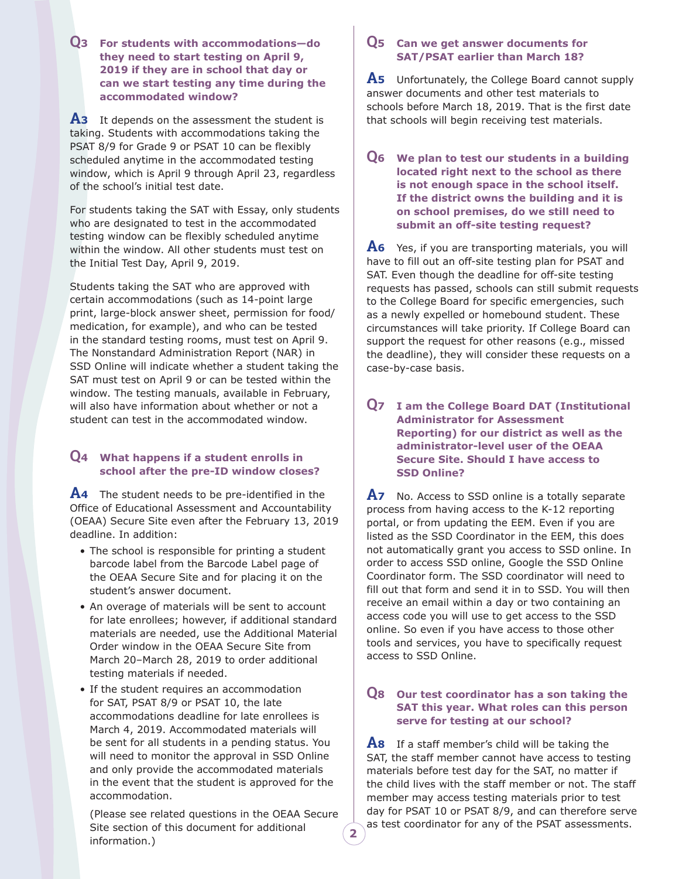**Q3 For students with accommodations—do they need to start testing on April 9, 2019 if they are in school that day or can we start testing any time during the accommodated window?**

**A3** It depends on the assessment the student is taking. Students with accommodations taking the PSAT 8/9 for Grade 9 or PSAT 10 can be flexibly scheduled anytime in the accommodated testing window, which is April 9 through April 23, regardless of the school's initial test date.

For students taking the SAT with Essay, only students who are designated to test in the accommodated testing window can be flexibly scheduled anytime within the window. All other students must test on the Initial Test Day, April 9, 2019.

Students taking the SAT who are approved with certain accommodations (such as 14-point large print, large-block answer sheet, permission for food/medication, for example), and who can be tested in the standard testing rooms, must test on April 9. The Nonstandard Administration Report (NAR) in SSD Online will indicate whether a student taking the SAT must test on April 9 or can be tested within the window. The testing manuals, available in February, will also have information about whether or not a student can test in the accommodated window.

**Q4 What happens if a student enrolls in school after the pre-ID window closes?**

**A4** The student needs to be pre-identified in the Office of Educational Assessment and Accountability (OEAA) Secure Site even after the February 13, 2019 deadline. In addition:

- The school is responsible for printing a student barcode label from the Barcode Label page of the OEAA Secure Site and for placing it on the student's answer document.
- An overage of materials will be sent to account for late enrollees; however, if additional standard materials are needed, use the Additional Material Order window in the OEAA Secure Site from March 20–March 28, 2019 to order additional testing materials if needed.
- If the student requires an accommodation for SAT, PSAT 8/9 or PSAT 10, the late accommodations deadline for late enrollees is March 4, 2019. Accommodated materials will be sent for all students in a pending status. You will need to monitor the approval in SSD Online and only provide the accommodated materials in the event that the student is approved for the accommodation.

  (Please see related questions in the OEAA Secure Site section of this document for additional information.)

**Q5 Can we get answer documents for SAT/PSAT earlier than March 18?**

**A5** Unfortunately, the College Board cannot supply answer documents and other test materials to schools before March 18, 2019. That is the first date that schools will begin receiving test materials.

**Q6 We plan to test our students in a building located right next to the school as there is not enough space in the school itself. If the district owns the building and it is on school premises, do we still need to submit an off-site testing request?**

**A6** Yes, if you are transporting materials, you will have to fill out an off-site testing plan for PSAT and SAT. Even though the deadline for off-site testing requests has passed, schools can still submit requests to the College Board for specific emergencies, such as a newly expelled or homebound student. These circumstances will take priority. If College Board can support the request for other reasons (e.g., missed the deadline), they will consider these requests on a case-by-case basis.

**Q7 I am the College Board DAT (Institutional Administrator for Assessment Reporting) for our district as well as the administrator-level user of the OEAA Secure Site. Should I have access to SSD Online?**

**A7** No. Access to SSD online is a totally separate process from having access to the K-12 reporting portal, or from updating the EEM. Even if you are listed as the SSD Coordinator in the EEM, this does not automatically grant you access to SSD online. In order to access SSD online, Google the SSD Online Coordinator form. The SSD coordinator will need to fill out that form and send it in to SSD. You will then receive an email within a day or two containing an access code you will use to get access to the SSD online. So even if you have access to those other tools and services, you have to specifically request access to SSD Online.

**Q8 Our test coordinator has a son taking the SAT this year. What roles can this person serve for testing at our school?**

**A8** If a staff member's child will be taking the SAT, the staff member cannot have access to testing materials before test day for the SAT, no matter if the child lives with the staff member or not. The staff member may access testing materials prior to test day for PSAT 10 or PSAT 8/9, and can therefore serve as test coordinator for any of the PSAT assessments.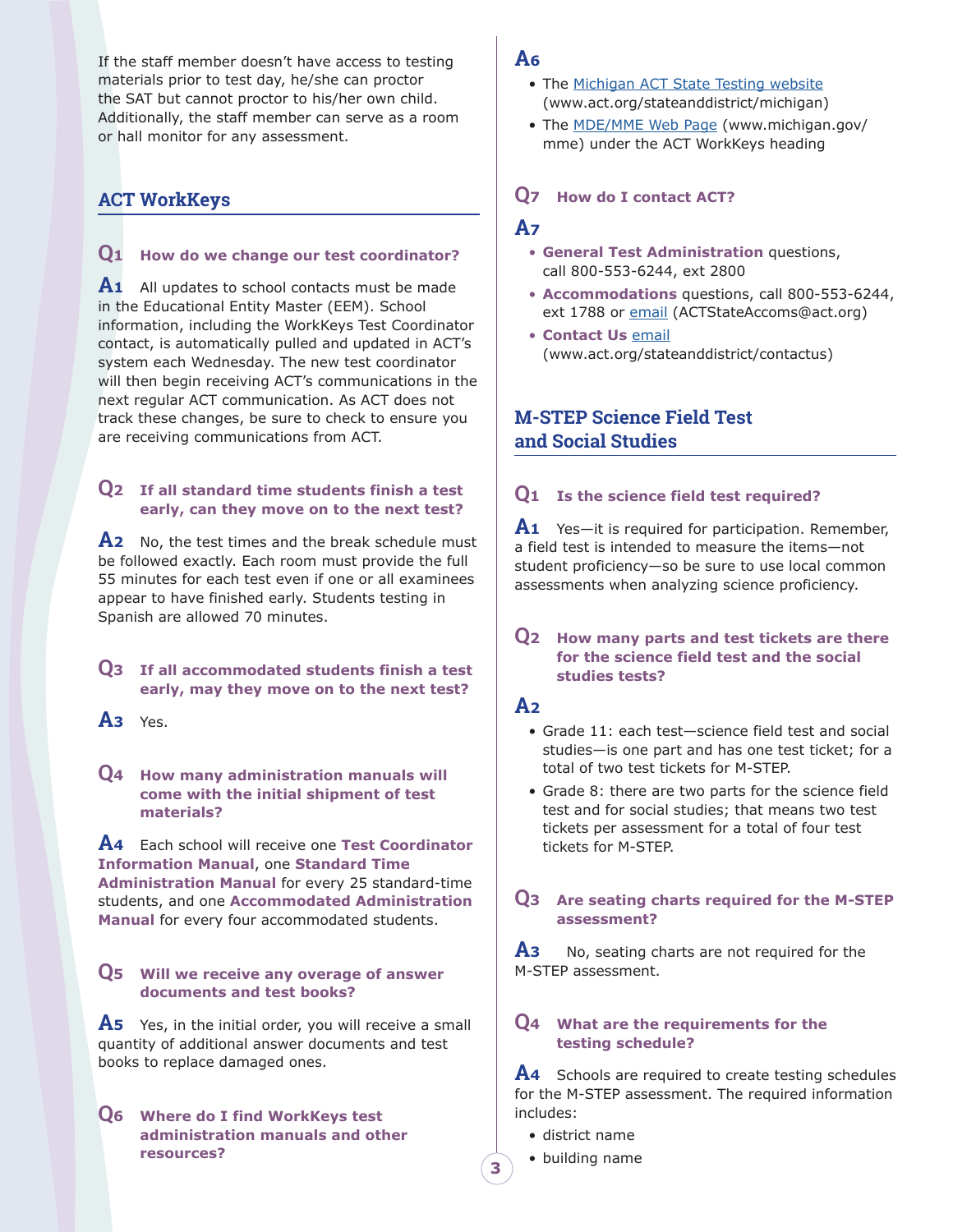If the staff member doesn't have access to testing materials prior to test day, he/she can proctor the SAT but cannot proctor to his/her own child. Additionally, the staff member can serve as a room or hall monitor for any assessment.

## ACT WorkKeys

**Q1 How do we change our test coordinator?**

**A1** All updates to school contacts must be made in the Educational Entity Master (EEM). School information, including the WorkKeys Test Coordinator contact, is automatically pulled and updated in ACT's system each Wednesday. The new test coordinator will then begin receiving ACT's communications in the next regular ACT communication. As ACT does not track these changes, be sure to check to ensure you are receiving communications from ACT.

**Q2 If all standard time students finish a test early, can they move on to the next test?**

**A2** No, the test times and the break schedule must be followed exactly. Each room must provide the full 55 minutes for each test even if one or all examinees appear to have finished early. Students testing in Spanish are allowed 70 minutes.

**Q3 If all accommodated students finish a test early, may they move on to the next test?**

**A3** Yes.

**Q4 How many administration manuals will come with the initial shipment of test materials?**

**A4** Each school will receive one **Test Coordinator Information Manual**, one **Standard Time Administration Manual** for every 25 standard-time students, and one **Accommodated Administration Manual** for every four accommodated students.

**Q5 Will we receive any overage of answer documents and test books?**

**A5** Yes, in the initial order, you will receive a small quantity of additional answer documents and test books to replace damaged ones.

**Q6 Where do I find WorkKeys test administration manuals and other resources?**

**A6**

- The Michigan ACT State Testing website (www.act.org/stateanddistrict/michigan)
- The MDE/MME Web Page (www.michigan.gov/mme) under the ACT WorkKeys heading

**Q7 How do I contact ACT?**

**A7**

- **General Test Administration** questions, call 800-553-6244, ext 2800
- **Accommodations** questions, call 800-553-6244, ext 1788 or email (ACTStateAccoms@act.org)
- **Contact Us** email (www.act.org/stateanddistrict/contactus)

## M-STEP Science Field Test and Social Studies

**Q1 Is the science field test required?**

**A1** Yes—it is required for participation. Remember, a field test is intended to measure the items—not student proficiency—so be sure to use local common assessments when analyzing science proficiency.

**Q2 How many parts and test tickets are there for the science field test and the social studies tests?**

**A2**

- Grade 11: each test—science field test and social studies—is one part and has one test ticket; for a total of two test tickets for M-STEP.
- Grade 8: there are two parts for the science field test and for social studies; that means two test tickets per assessment for a total of four test tickets for M-STEP.

**Q3 Are seating charts required for the M-STEP assessment?**

**A3** No, seating charts are not required for the M-STEP assessment.

**Q4 What are the requirements for the testing schedule?**

**A4** Schools are required to create testing schedules for the M-STEP assessment. The required information includes:

- district name
- building name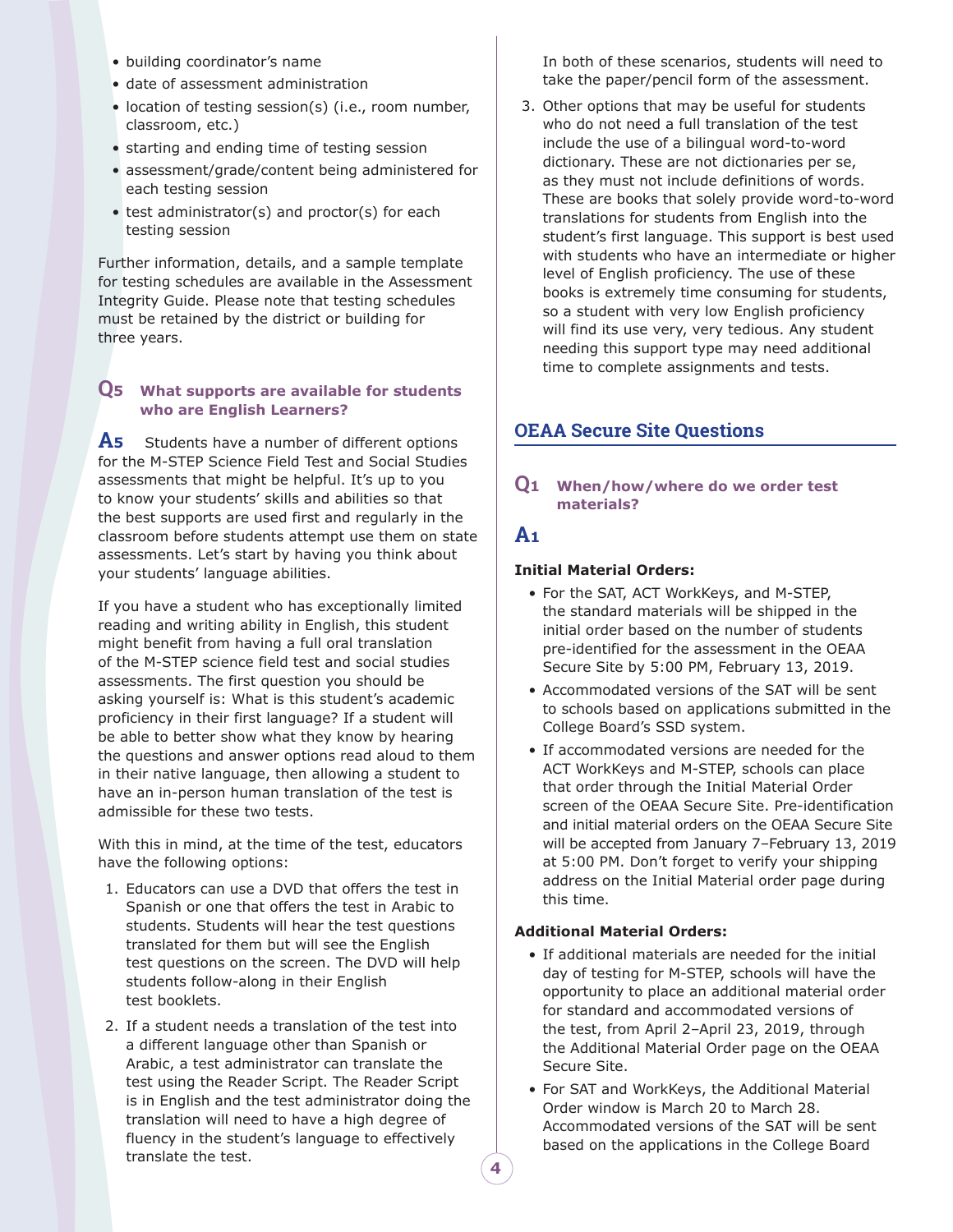- building coordinator's name
- date of assessment administration
- location of testing session(s) (i.e., room number, classroom, etc.)
- starting and ending time of testing session
- assessment/grade/content being administered for each testing session
- test administrator(s) and proctor(s) for each testing session

Further information, details, and a sample template for testing schedules are available in the Assessment Integrity Guide. Please note that testing schedules must be retained by the district or building for three years.

### Q5 What supports are available for students who are English Learners?

**A5** Students have a number of different options for the M-STEP Science Field Test and Social Studies assessments that might be helpful. It's up to you to know your students' skills and abilities so that the best supports are used first and regularly in the classroom before students attempt use them on state assessments. Let's start by having you think about your students' language abilities.

If you have a student who has exceptionally limited reading and writing ability in English, this student might benefit from having a full oral translation of the M-STEP science field test and social studies assessments. The first question you should be asking yourself is: What is this student's academic proficiency in their first language? If a student will be able to better show what they know by hearing the questions and answer options read aloud to them in their native language, then allowing a student to have an in-person human translation of the test is admissible for these two tests.

With this in mind, at the time of the test, educators have the following options:

1. Educators can use a DVD that offers the test in Spanish or one that offers the test in Arabic to students. Students will hear the test questions translated for them but will see the English test questions on the screen. The DVD will help students follow-along in their English test booklets.
2. If a student needs a translation of the test into a different language other than Spanish or Arabic, a test administrator can translate the test using the Reader Script. The Reader Script is in English and the test administrator doing the translation will need to have a high degree of fluency in the student's language to effectively translate the test.

   In both of these scenarios, students will need to take the paper/pencil form of the assessment.
3. Other options that may be useful for students who do not need a full translation of the test include the use of a bilingual word-to-word dictionary. These are not dictionaries per se, as they must not include definitions of words. These are books that solely provide word-to-word translations for students from English into the student's first language. This support is best used with students who have an intermediate or higher level of English proficiency. The use of these books is extremely time consuming for students, so a student with very low English proficiency will find its use very, very tedious. Any student needing this support type may need additional time to complete assignments and tests.

## OEAA Secure Site Questions

### Q1 When/how/where do we order test materials?

**A1**

**Initial Material Orders:**

- For the SAT, ACT WorkKeys, and M-STEP, the standard materials will be shipped in the initial order based on the number of students pre-identified for the assessment in the OEAA Secure Site by 5:00 PM, February 13, 2019.
- Accommodated versions of the SAT will be sent to schools based on applications submitted in the College Board's SSD system.
- If accommodated versions are needed for the ACT WorkKeys and M-STEP, schools can place that order through the Initial Material Order screen of the OEAA Secure Site. Pre-identification and initial material orders on the OEAA Secure Site will be accepted from January 7–February 13, 2019 at 5:00 PM. Don't forget to verify your shipping address on the Initial Material order page during this time.

**Additional Material Orders:**

- If additional materials are needed for the initial day of testing for M-STEP, schools will have the opportunity to place an additional material order for standard and accommodated versions of the test, from April 2–April 23, 2019, through the Additional Material Order page on the OEAA Secure Site.
- For SAT and WorkKeys, the Additional Material Order window is March 20 to March 28. Accommodated versions of the SAT will be sent based on the applications in the College Board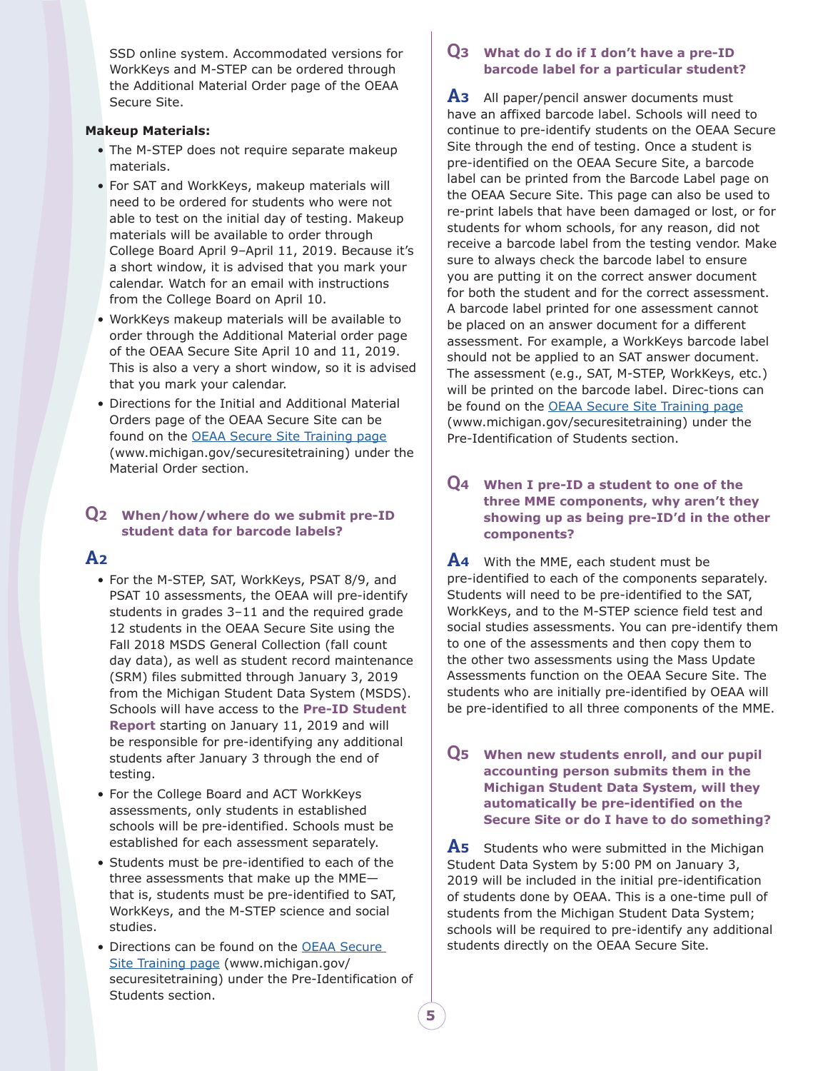SSD online system. Accommodated versions for WorkKeys and M-STEP can be ordered through the Additional Material Order page of the OEAA Secure Site.

**Makeup Materials:**

- The M-STEP does not require separate makeup materials.
- For SAT and WorkKeys, makeup materials will need to be ordered for students who were not able to test on the initial day of testing. Makeup materials will be available to order through College Board April 9–April 11, 2019. Because it's a short window, it is advised that you mark your calendar. Watch for an email with instructions from the College Board on April 10.
- WorkKeys makeup materials will be available to order through the Additional Material order page of the OEAA Secure Site April 10 and 11, 2019. This is also a very a short window, so it is advised that you mark your calendar.
- Directions for the Initial and Additional Material Orders page of the OEAA Secure Site can be found on the [OEAA Secure Site Training page](www.michigan.gov/securesitetraining) (www.michigan.gov/securesitetraining) under the Material Order section.

## Q2 When/how/where do we submit pre-ID student data for barcode labels?

## A2

- For the M-STEP, SAT, WorkKeys, PSAT 8/9, and PSAT 10 assessments, the OEAA will pre-identify students in grades 3–11 and the required grade 12 students in the OEAA Secure Site using the Fall 2018 MSDS General Collection (fall count day data), as well as student record maintenance (SRM) files submitted through January 3, 2019 from the Michigan Student Data System (MSDS). Schools will have access to the **Pre-ID Student Report** starting on January 11, 2019 and will be responsible for pre-identifying any additional students after January 3 through the end of testing.
- For the College Board and ACT WorkKeys assessments, only students in established schools will be pre-identified. Schools must be established for each assessment separately.
- Students must be pre-identified to each of the three assessments that make up the MME—that is, students must be pre-identified to SAT, WorkKeys, and the M-STEP science and social studies.
- Directions can be found on the [OEAA Secure Site Training page](www.michigan.gov/securesitetraining) (www.michigan.gov/securesitetraining) under the Pre-Identification of Students section.

## Q3 What do I do if I don't have a pre-ID barcode label for a particular student?

**A3** All paper/pencil answer documents must have an affixed barcode label. Schools will need to continue to pre-identify students on the OEAA Secure Site through the end of testing. Once a student is pre-identified on the OEAA Secure Site, a barcode label can be printed from the Barcode Label page on the OEAA Secure Site. This page can also be used to re-print labels that have been damaged or lost, or for students for whom schools, for any reason, did not receive a barcode label from the testing vendor. Make sure to always check the barcode label to ensure you are putting it on the correct answer document for both the student and for the correct assessment. A barcode label printed for one assessment cannot be placed on an answer document for a different assessment. For example, a WorkKeys barcode label should not be applied to an SAT answer document. The assessment (e.g., SAT, M-STEP, WorkKeys, etc.) will be printed on the barcode label. Direc-tions can be found on the [OEAA Secure Site Training page](www.michigan.gov/securesitetraining) (www.michigan.gov/securesitetraining) under the Pre-Identification of Students section.

## Q4 When I pre-ID a student to one of the three MME components, why aren't they showing up as being pre-ID'd in the other components?

**A4** With the MME, each student must be pre-identified to each of the components separately. Students will need to be pre-identified to the SAT, WorkKeys, and to the M-STEP science field test and social studies assessments. You can pre-identify them to one of the assessments and then copy them to the other two assessments using the Mass Update Assessments function on the OEAA Secure Site. The students who are initially pre-identified by OEAA will be pre-identified to all three components of the MME.

## Q5 When new students enroll, and our pupil accounting person submits them in the Michigan Student Data System, will they automatically be pre-identified on the Secure Site or do I have to do something?

**A5** Students who were submitted in the Michigan Student Data System by 5:00 PM on January 3, 2019 will be included in the initial pre-identification of students done by OEAA. This is a one-time pull of students from the Michigan Student Data System; schools will be required to pre-identify any additional students directly on the OEAA Secure Site.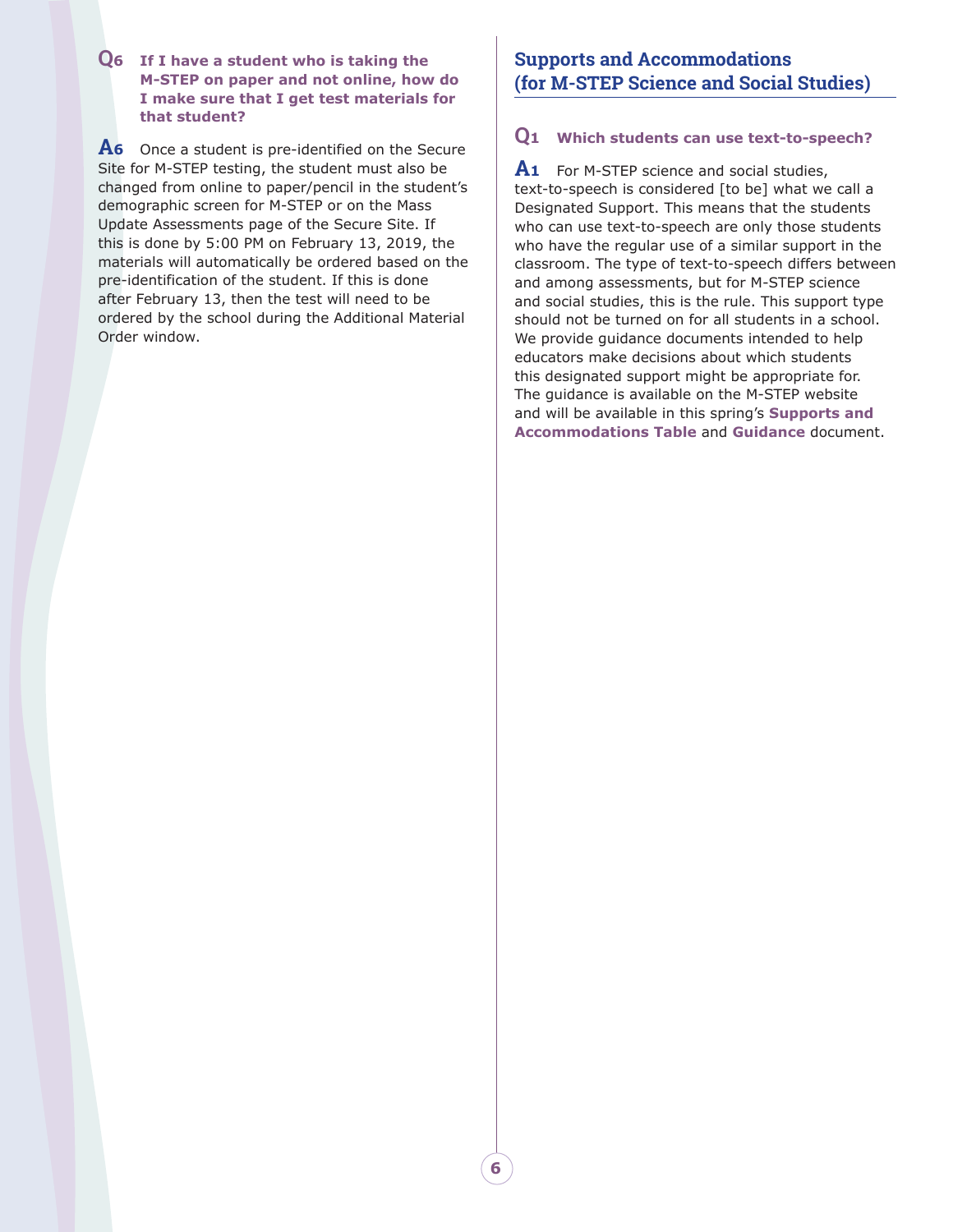**Q6 If I have a student who is taking the M-STEP on paper and not online, how do I make sure that I get test materials for that student?**

**A6** Once a student is pre-identified on the Secure Site for M-STEP testing, the student must also be changed from online to paper/pencil in the student's demographic screen for M-STEP or on the Mass Update Assessments page of the Secure Site. If this is done by 5:00 PM on February 13, 2019, the materials will automatically be ordered based on the pre-identification of the student. If this is done after February 13, then the test will need to be ordered by the school during the Additional Material Order window.

## Supports and Accommodations (for M-STEP Science and Social Studies)

**Q1 Which students can use text-to-speech?**

**A1** For M-STEP science and social studies, text-to-speech is considered [to be] what we call a Designated Support. This means that the students who can use text-to-speech are only those students who have the regular use of a similar support in the classroom. The type of text-to-speech differs between and among assessments, but for M-STEP science and social studies, this is the rule. This support type should not be turned on for all students in a school. We provide guidance documents intended to help educators make decisions about which students this designated support might be appropriate for. The guidance is available on the M-STEP website and will be available in this spring's **Supports and Accommodations Table** and **Guidance** document.